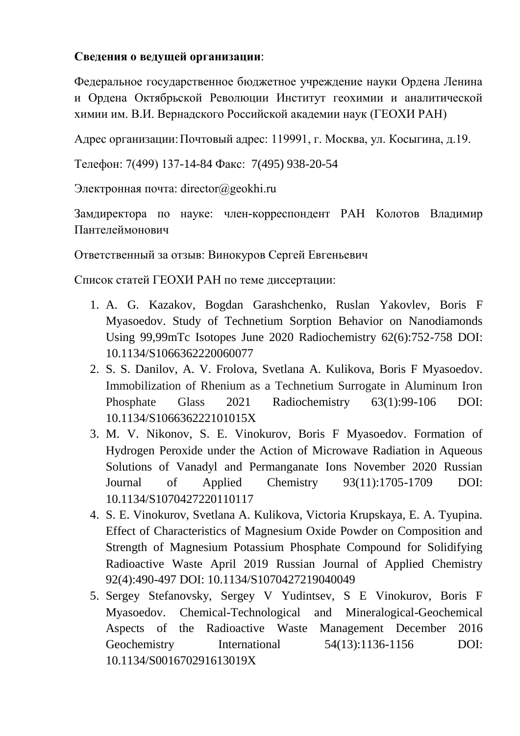**Сведения о ведущей организации**:

Федеральное государственное бюджетное учреждение науки Ордена Ленина и Ордена Октябрьской Революции Институт геохимии и аналитической химии им. В.И. Вернадского Российской академии наук (ГЕОХИ РАН)

Адрес организации: Почтовый адрес: 119991, г. Москва, ул. Косыгина, д.19.

Телефон: 7(499) 137-14-84 Факс: 7(495) 938-20-54

Электронная почта: director@geokhi.ru

Замдиректора по науке: член-корреспондент РАН Колотов Владимир Пантелеймонович

Ответственный за отзыв: Винокуров Сергей Евгеньевич

Список статей ГЕОХИ РАН по теме диссертации:

1. A. G. Kazakov, Bogdan Garashchenko, Ruslan Yakovlev, Boris F Myasoedov. Study of Technetium Sorption Behavior on Nanodiamonds Using 99,99mTc Isotopes June 2020 Radiochemistry 62(6):752-758 DOI: 10.1134/S1066362220060077
2. S. S. Danilov, A. V. Frolova, Svetlana A. Kulikova, Boris F Myasoedov. Immobilization of Rhenium as a Technetium Surrogate in Aluminum Iron Phosphate Glass 2021 Radiochemistry 63(1):99-106 DOI: 10.1134/S106636222101015X
3. M. V. Nikonov, S. E. Vinokurov, Boris F Myasoedov. Formation of Hydrogen Peroxide under the Action of Microwave Radiation in Aqueous Solutions of Vanadyl and Permanganate Ions November 2020 Russian Journal of Applied Chemistry 93(11):1705-1709 DOI: 10.1134/S1070427220110117
4. S. E. Vinokurov, Svetlana A. Kulikova, Victoria Krupskaya, E. A. Tyupina. Effect of Characteristics of Magnesium Oxide Powder on Composition and Strength of Magnesium Potassium Phosphate Compound for Solidifying Radioactive Waste April 2019 Russian Journal of Applied Chemistry 92(4):490-497 DOI: 10.1134/S1070427219040049
5. Sergey Stefanovsky, Sergey V Yudintsev, S E Vinokurov, Boris F Myasoedov. Chemical-Technological and Mineralogical-Geochemical Aspects of the Radioactive Waste Management December 2016 Geochemistry International 54(13):1136-1156 DOI: 10.1134/S001670291613019X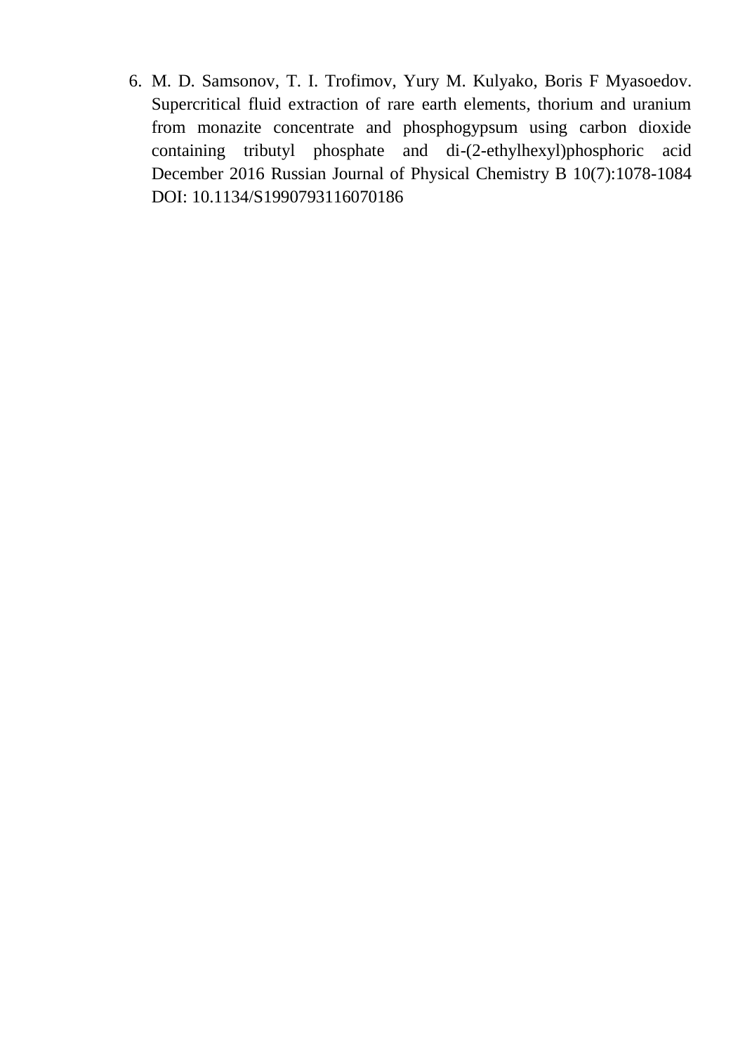6. M. D. Samsonov, T. I. Trofimov, Yury M. Kulyako, Boris F Myasoedov. Supercritical fluid extraction of rare earth elements, thorium and uranium from monazite concentrate and phosphogypsum using carbon dioxide containing tributyl phosphate and di-(2-ethylhexyl)phosphoric acid December 2016 Russian Journal of Physical Chemistry B 10(7):1078-1084 DOI: 10.1134/S1990793116070186